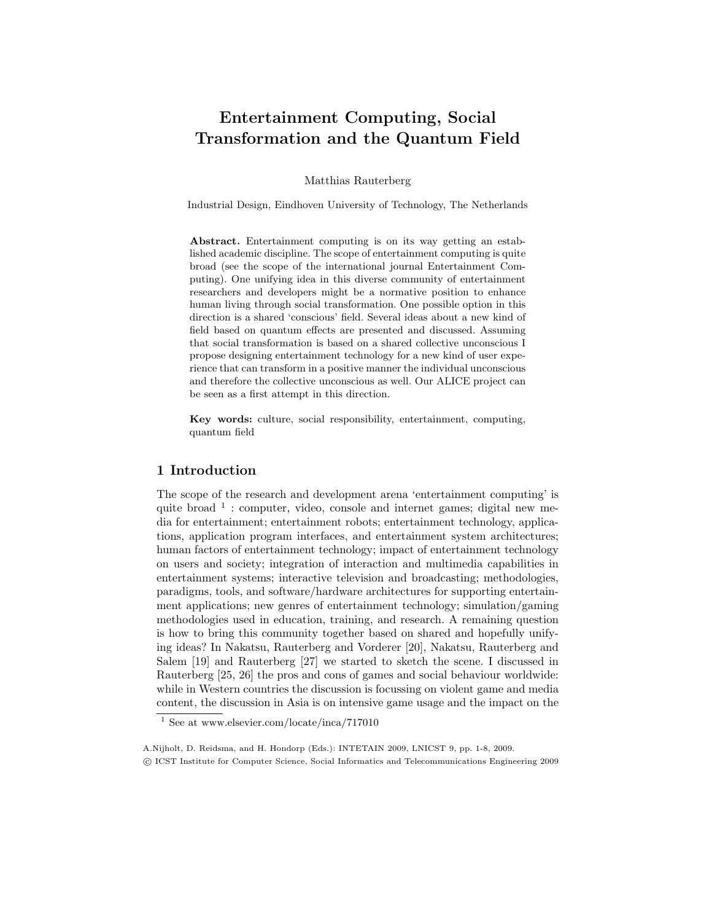# Entertainment Computing, Social Transformation and the Quantum Field

Matthias Rauterberg

Industrial Design, Eindhoven University of Technology, The Netherlands

**Abstract.** Entertainment computing is on its way getting an established academic discipline. The scope of entertainment computing is quite broad (see the scope of the international journal Entertainment Computing). One unifying idea in this diverse community of entertainment researchers and developers might be a normative position to enhance human living through social transformation. One possible option in this direction is a shared 'conscious' field. Several ideas about a new kind of field based on quantum effects are presented and discussed. Assuming that social transformation is based on a shared collective unconscious I propose designing entertainment technology for a new kind of user experience that can transform in a positive manner the individual unconscious and therefore the collective unconscious as well. Our ALICE project can be seen as a first attempt in this direction.

**Key words:** culture, social responsibility, entertainment, computing, quantum field

## 1 Introduction

The scope of the research and development arena 'entertainment computing' is quite broad [1] : computer, video, console and internet games; digital new media for entertainment; entertainment robots; entertainment technology, applications, application program interfaces, and entertainment system architectures; human factors of entertainment technology; impact of entertainment technology on users and society; integration of interaction and multimedia capabilities in entertainment systems; interactive television and broadcasting; methodologies, paradigms, tools, and software/hardware architectures for supporting entertainment applications; new genres of entertainment technology; simulation/gaming methodologies used in education, training, and research. A remaining question is how to bring this community together based on shared and hopefully unifying ideas? In Nakatsu, Rauterberg and Vorderer [20], Nakatsu, Rauterberg and Salem [19] and Rauterberg [27] we started to sketch the scene. I discussed in Rauterberg [25, 26] the pros and cons of games and social behaviour worldwide: while in Western countries the discussion is focussing on violent game and media content, the discussion in Asia is on intensive game usage and the impact on the

[1] See at www.elsevier.com/locate/inca/717010

A.Nijholt, D. Reidsma, and H. Hondorp (Eds.): INTETAIN 2009, LNICST 9, pp. 1-8, 2009.
© ICST Institute for Computer Science, Social Informatics and Telecommunications Engineering 2009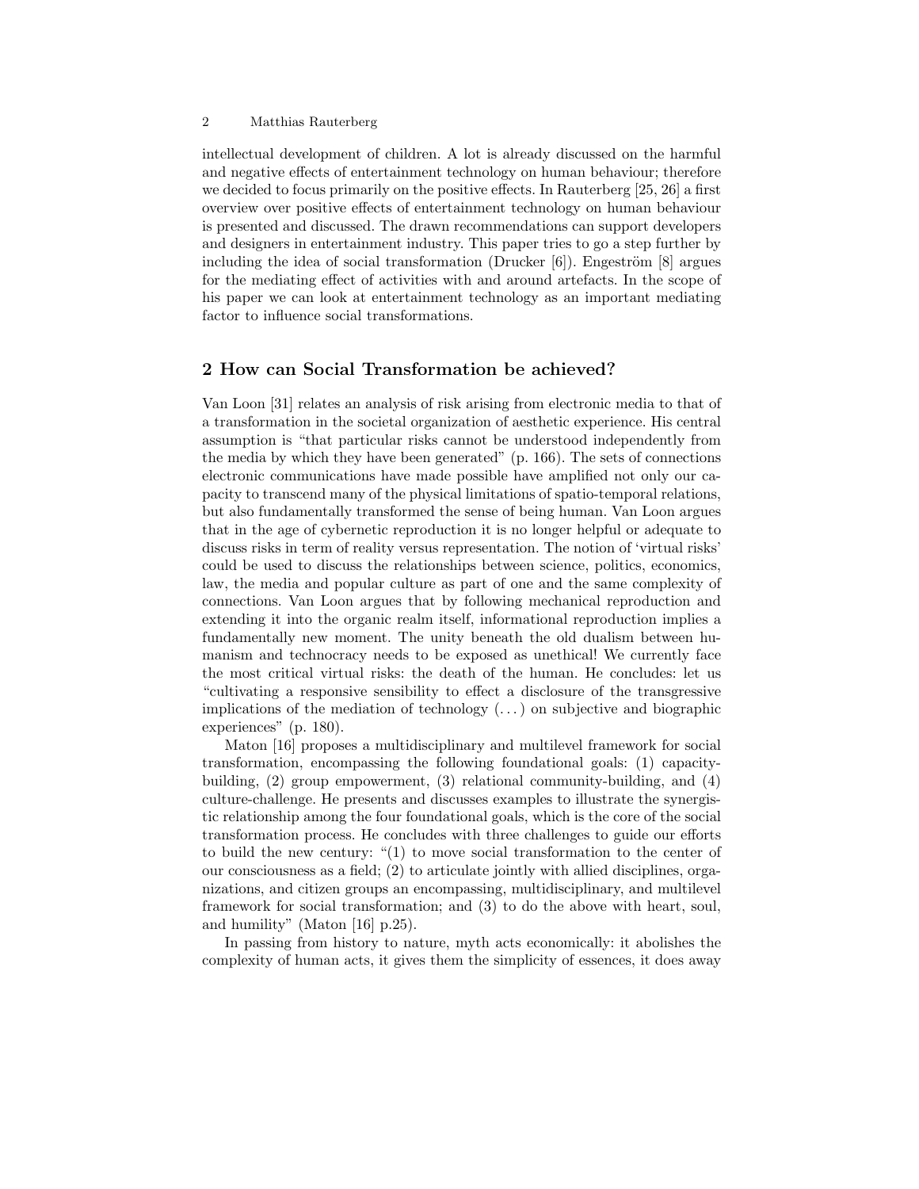intellectual development of children. A lot is already discussed on the harmful and negative effects of entertainment technology on human behaviour; therefore we decided to focus primarily on the positive effects. In Rauterberg [25, 26] a first overview over positive effects of entertainment technology on human behaviour is presented and discussed. The drawn recommendations can support developers and designers in entertainment industry. This paper tries to go a step further by including the idea of social transformation (Drucker [6]). Engeström [8] argues for the mediating effect of activities with and around artefacts. In the scope of his paper we can look at entertainment technology as an important mediating factor to influence social transformations.

## 2 How can Social Transformation be achieved?

Van Loon [31] relates an analysis of risk arising from electronic media to that of a transformation in the societal organization of aesthetic experience. His central assumption is "that particular risks cannot be understood independently from the media by which they have been generated" (p. 166). The sets of connections electronic communications have made possible have amplified not only our capacity to transcend many of the physical limitations of spatio-temporal relations, but also fundamentally transformed the sense of being human. Van Loon argues that in the age of cybernetic reproduction it is no longer helpful or adequate to discuss risks in term of reality versus representation. The notion of 'virtual risks' could be used to discuss the relationships between science, politics, economics, law, the media and popular culture as part of one and the same complexity of connections. Van Loon argues that by following mechanical reproduction and extending it into the organic realm itself, informational reproduction implies a fundamentally new moment. The unity beneath the old dualism between humanism and technocracy needs to be exposed as unethical! We currently face the most critical virtual risks: the death of the human. He concludes: let us "cultivating a responsive sensibility to effect a disclosure of the transgressive implications of the mediation of technology (...) on subjective and biographic experiences" (p. 180).

Maton [16] proposes a multidisciplinary and multilevel framework for social transformation, encompassing the following foundational goals: (1) capacity-building, (2) group empowerment, (3) relational community-building, and (4) culture-challenge. He presents and discusses examples to illustrate the synergistic relationship among the four foundational goals, which is the core of the social transformation process. He concludes with three challenges to guide our efforts to build the new century: "(1) to move social transformation to the center of our consciousness as a field; (2) to articulate jointly with allied disciplines, organizations, and citizen groups an encompassing, multidisciplinary, and multilevel framework for social transformation; and (3) to do the above with heart, soul, and humility" (Maton [16] p.25).

In passing from history to nature, myth acts economically: it abolishes the complexity of human acts, it gives them the simplicity of essences, it does away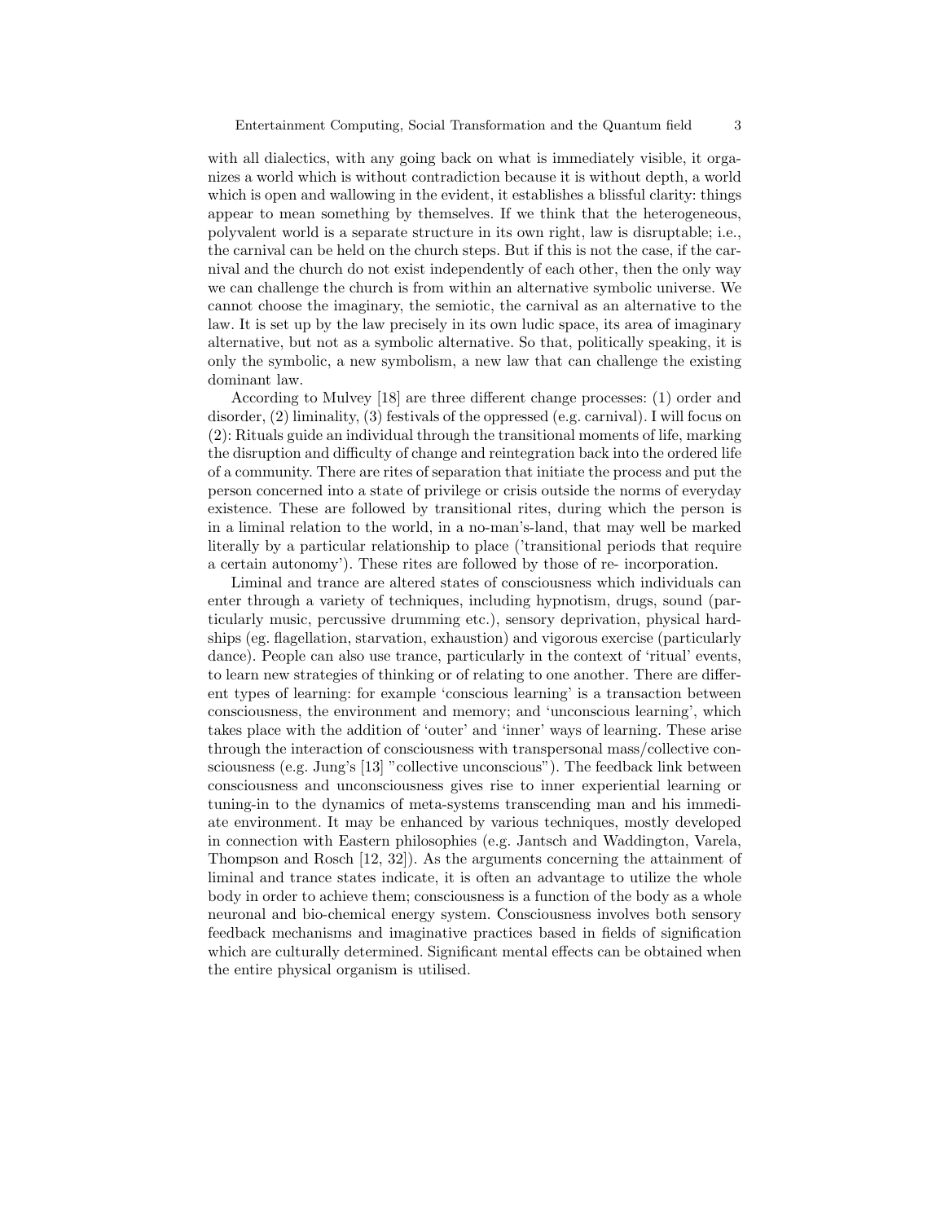with all dialectics, with any going back on what is immediately visible, it organizes a world which is without contradiction because it is without depth, a world which is open and wallowing in the evident, it establishes a blissful clarity: things appear to mean something by themselves. If we think that the heterogeneous, polyvalent world is a separate structure in its own right, law is disruptable; i.e., the carnival can be held on the church steps. But if this is not the case, if the carnival and the church do not exist independently of each other, then the only way we can challenge the church is from within an alternative symbolic universe. We cannot choose the imaginary, the semiotic, the carnival as an alternative to the law. It is set up by the law precisely in its own ludic space, its area of imaginary alternative, but not as a symbolic alternative. So that, politically speaking, it is only the symbolic, a new symbolism, a new law that can challenge the existing dominant law.

According to Mulvey [18] are three different change processes: (1) order and disorder, (2) liminality, (3) festivals of the oppressed (e.g. carnival). I will focus on (2): Rituals guide an individual through the transitional moments of life, marking the disruption and difficulty of change and reintegration back into the ordered life of a community. There are rites of separation that initiate the process and put the person concerned into a state of privilege or crisis outside the norms of everyday existence. These are followed by transitional rites, during which the person is in a liminal relation to the world, in a no-man's-land, that may well be marked literally by a particular relationship to place ('transitional periods that require a certain autonomy'). These rites are followed by those of re- incorporation.

Liminal and trance are altered states of consciousness which individuals can enter through a variety of techniques, including hypnotism, drugs, sound (particularly music, percussive drumming etc.), sensory deprivation, physical hardships (eg. flagellation, starvation, exhaustion) and vigorous exercise (particularly dance). People can also use trance, particularly in the context of 'ritual' events, to learn new strategies of thinking or of relating to one another. There are different types of learning: for example 'conscious learning' is a transaction between consciousness, the environment and memory; and 'unconscious learning', which takes place with the addition of 'outer' and 'inner' ways of learning. These arise through the interaction of consciousness with transpersonal mass/collective consciousness (e.g. Jung's [13] "collective unconscious"). The feedback link between consciousness and unconsciousness gives rise to inner experiential learning or tuning-in to the dynamics of meta-systems transcending man and his immediate environment. It may be enhanced by various techniques, mostly developed in connection with Eastern philosophies (e.g. Jantsch and Waddington, Varela, Thompson and Rosch [12, 32]). As the arguments concerning the attainment of liminal and trance states indicate, it is often an advantage to utilize the whole body in order to achieve them; consciousness is a function of the body as a whole neuronal and bio-chemical energy system. Consciousness involves both sensory feedback mechanisms and imaginative practices based in fields of signification which are culturally determined. Significant mental effects can be obtained when the entire physical organism is utilised.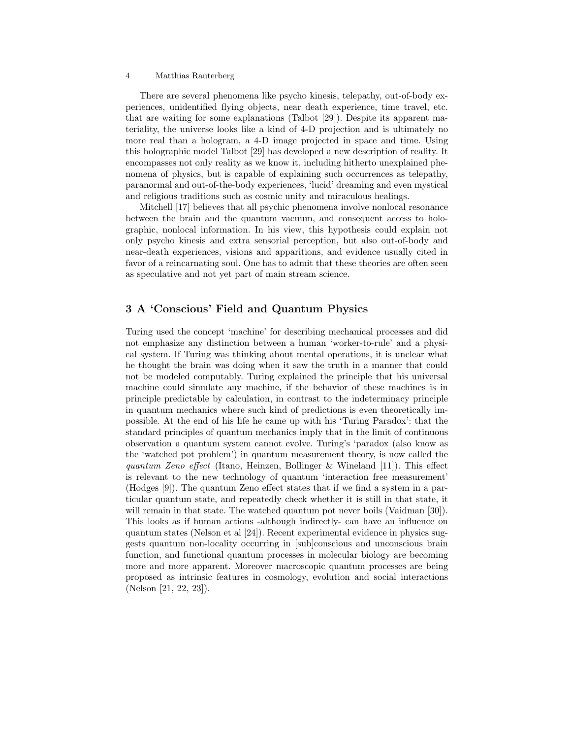There are several phenomena like psycho kinesis, telepathy, out-of-body experiences, unidentified flying objects, near death experience, time travel, etc. that are waiting for some explanations (Talbot [29]). Despite its apparent materiality, the universe looks like a kind of 4-D projection and is ultimately no more real than a hologram, a 4-D image projected in space and time. Using this holographic model Talbot [29] has developed a new description of reality. It encompasses not only reality as we know it, including hitherto unexplained phenomena of physics, but is capable of explaining such occurrences as telepathy, paranormal and out-of-the-body experiences, 'lucid' dreaming and even mystical and religious traditions such as cosmic unity and miraculous healings.

Mitchell [17] believes that all psychic phenomena involve nonlocal resonance between the brain and the quantum vacuum, and consequent access to holographic, nonlocal information. In his view, this hypothesis could explain not only psycho kinesis and extra sensorial perception, but also out-of-body and near-death experiences, visions and apparitions, and evidence usually cited in favor of a reincarnating soul. One has to admit that these theories are often seen as speculative and not yet part of main stream science.

## 3 A 'Conscious' Field and Quantum Physics

Turing used the concept 'machine' for describing mechanical processes and did not emphasize any distinction between a human 'worker-to-rule' and a physical system. If Turing was thinking about mental operations, it is unclear what he thought the brain was doing when it saw the truth in a manner that could not be modeled computably. Turing explained the principle that his universal machine could simulate any machine, if the behavior of these machines is in principle predictable by calculation, in contrast to the indeterminacy principle in quantum mechanics where such kind of predictions is even theoretically impossible. At the end of his life he came up with his 'Turing Paradox': that the standard principles of quantum mechanics imply that in the limit of continuous observation a quantum system cannot evolve. Turing's 'paradox (also know as the 'watched pot problem') in quantum measurement theory, is now called the *quantum Zeno effect* (Itano, Heinzen, Bollinger & Wineland [11]). This effect is relevant to the new technology of quantum 'interaction free measurement' (Hodges [9]). The quantum Zeno effect states that if we find a system in a particular quantum state, and repeatedly check whether it is still in that state, it will remain in that state. The watched quantum pot never boils (Vaidman [30]). This looks as if human actions -although indirectly- can have an influence on quantum states (Nelson et al [24]). Recent experimental evidence in physics suggests quantum non-locality occurring in [sub]conscious and unconscious brain function, and functional quantum processes in molecular biology are becoming more and more apparent. Moreover macroscopic quantum processes are being proposed as intrinsic features in cosmology, evolution and social interactions (Nelson [21, 22, 23]).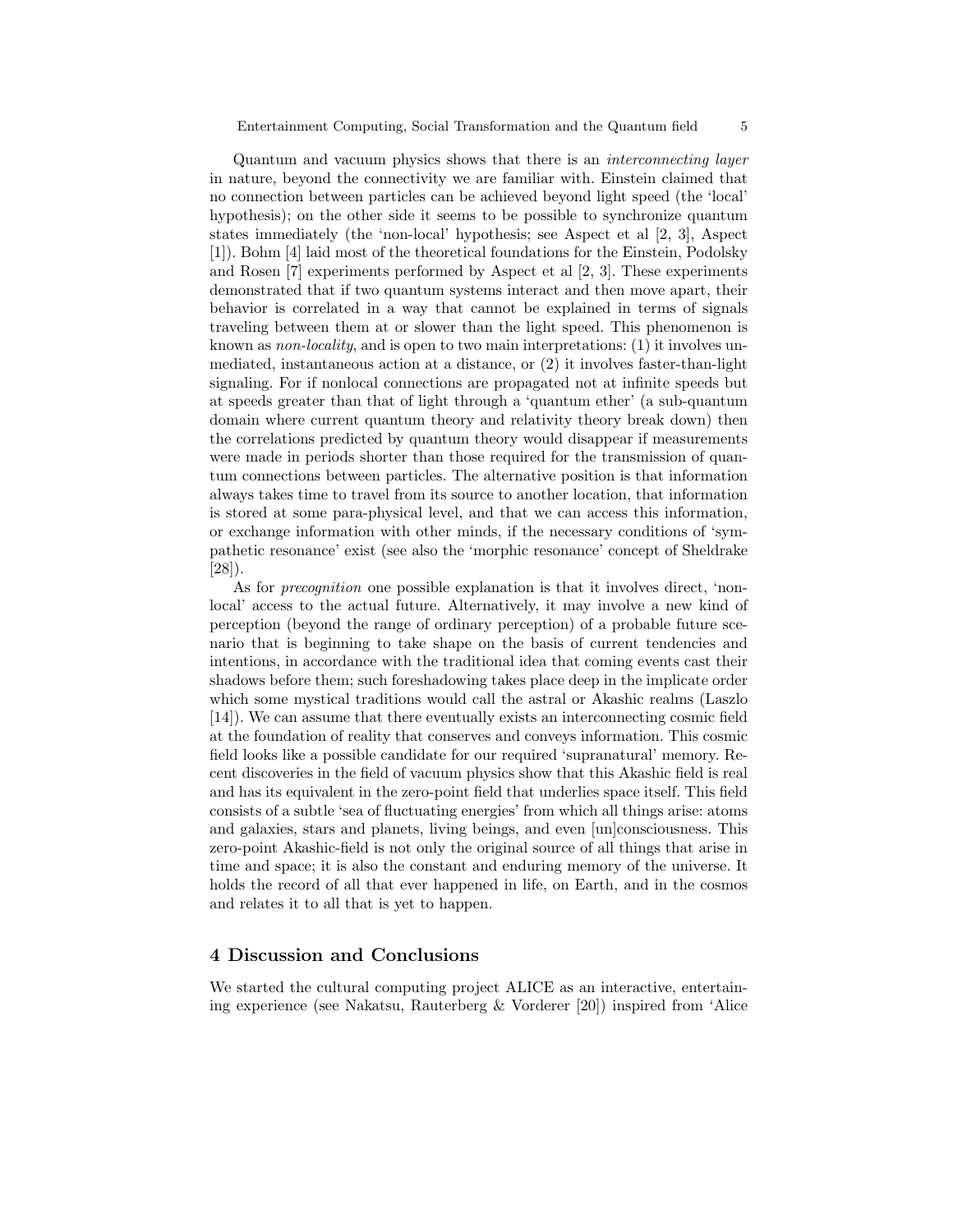Quantum and vacuum physics shows that there is an *interconnecting layer* in nature, beyond the connectivity we are familiar with. Einstein claimed that no connection between particles can be achieved beyond light speed (the 'local' hypothesis); on the other side it seems to be possible to synchronize quantum states immediately (the 'non-local' hypothesis; see Aspect et al [2, 3], Aspect [1]). Bohm [4] laid most of the theoretical foundations for the Einstein, Podolsky and Rosen [7] experiments performed by Aspect et al [2, 3]. These experiments demonstrated that if two quantum systems interact and then move apart, their behavior is correlated in a way that cannot be explained in terms of signals traveling between them at or slower than the light speed. This phenomenon is known as *non-locality*, and is open to two main interpretations: (1) it involves unmediated, instantaneous action at a distance, or (2) it involves faster-than-light signaling. For if nonlocal connections are propagated not at infinite speeds but at speeds greater than that of light through a 'quantum ether' (a sub-quantum domain where current quantum theory and relativity theory break down) then the correlations predicted by quantum theory would disappear if measurements were made in periods shorter than those required for the transmission of quantum connections between particles. The alternative position is that information always takes time to travel from its source to another location, that information is stored at some para-physical level, and that we can access this information, or exchange information with other minds, if the necessary conditions of 'sympathetic resonance' exist (see also the 'morphic resonance' concept of Sheldrake [28]).

As for *precognition* one possible explanation is that it involves direct, 'non-local' access to the actual future. Alternatively, it may involve a new kind of perception (beyond the range of ordinary perception) of a probable future scenario that is beginning to take shape on the basis of current tendencies and intentions, in accordance with the traditional idea that coming events cast their shadows before them; such foreshadowing takes place deep in the implicate order which some mystical traditions would call the astral or Akashic realms (Laszlo [14]). We can assume that there eventually exists an interconnecting cosmic field at the foundation of reality that conserves and conveys information. This cosmic field looks like a possible candidate for our required 'supranatural' memory. Recent discoveries in the field of vacuum physics show that this Akashic field is real and has its equivalent in the zero-point field that underlies space itself. This field consists of a subtle 'sea of fluctuating energies' from which all things arise: atoms and galaxies, stars and planets, living beings, and even [un]consciousness. This zero-point Akashic-field is not only the original source of all things that arise in time and space; it is also the constant and enduring memory of the universe. It holds the record of all that ever happened in life, on Earth, and in the cosmos and relates it to all that is yet to happen.

## 4 Discussion and Conclusions

We started the cultural computing project ALICE as an interactive, entertaining experience (see Nakatsu, Rauterberg & Vorderer [20]) inspired from 'Alice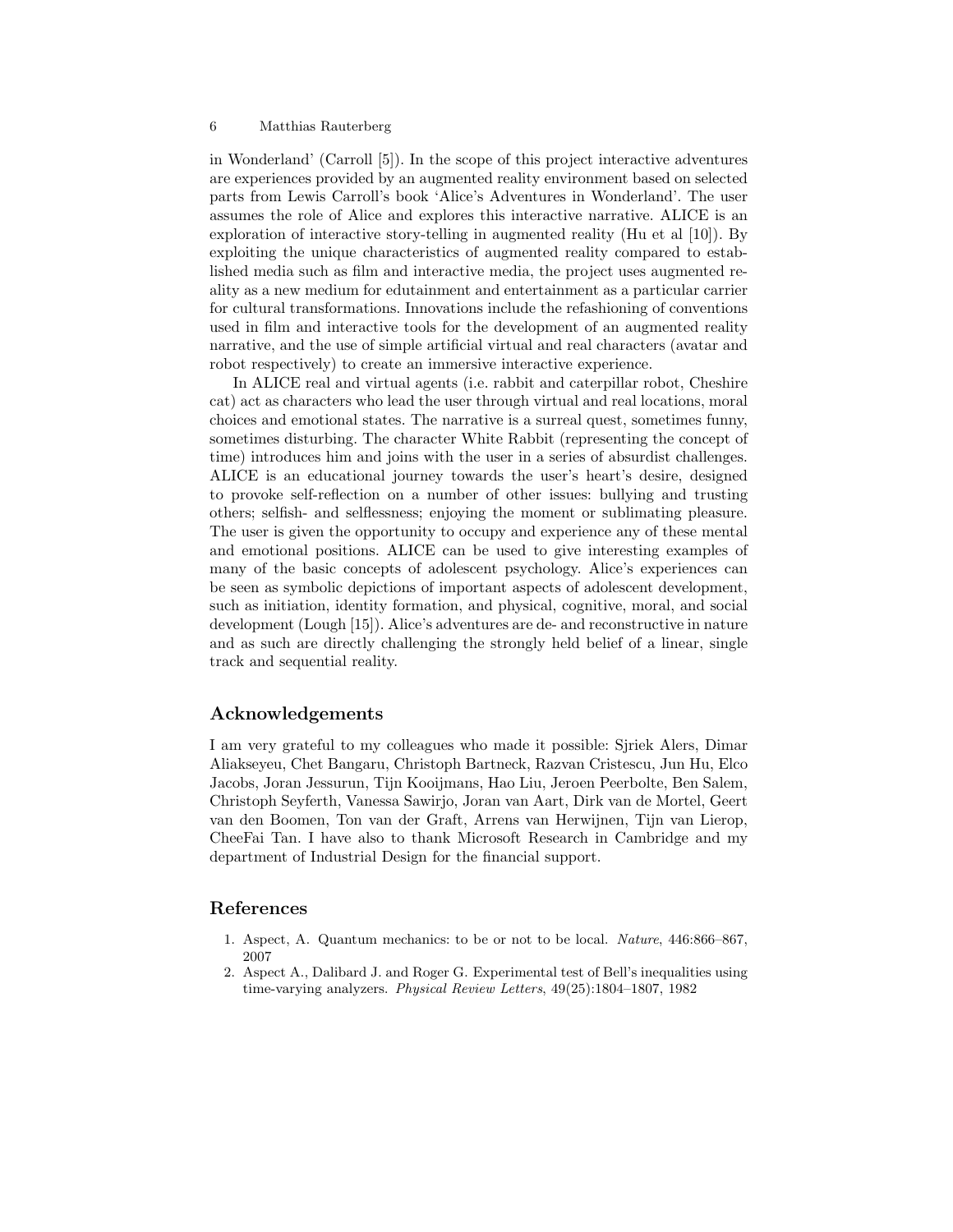in Wonderland' (Carroll [5]). In the scope of this project interactive adventures are experiences provided by an augmented reality environment based on selected parts from Lewis Carroll's book 'Alice's Adventures in Wonderland'. The user assumes the role of Alice and explores this interactive narrative. ALICE is an exploration of interactive story-telling in augmented reality (Hu et al [10]). By exploiting the unique characteristics of augmented reality compared to established media such as film and interactive media, the project uses augmented reality as a new medium for edutainment and entertainment as a particular carrier for cultural transformations. Innovations include the refashioning of conventions used in film and interactive tools for the development of an augmented reality narrative, and the use of simple artificial virtual and real characters (avatar and robot respectively) to create an immersive interactive experience.

In ALICE real and virtual agents (i.e. rabbit and caterpillar robot, Cheshire cat) act as characters who lead the user through virtual and real locations, moral choices and emotional states. The narrative is a surreal quest, sometimes funny, sometimes disturbing. The character White Rabbit (representing the concept of time) introduces him and joins with the user in a series of absurdist challenges. ALICE is an educational journey towards the user's heart's desire, designed to provoke self-reflection on a number of other issues: bullying and trusting others; selfish- and selflessness; enjoying the moment or sublimating pleasure. The user is given the opportunity to occupy and experience any of these mental and emotional positions. ALICE can be used to give interesting examples of many of the basic concepts of adolescent psychology. Alice's experiences can be seen as symbolic depictions of important aspects of adolescent development, such as initiation, identity formation, and physical, cognitive, moral, and social development (Lough [15]). Alice's adventures are de- and reconstructive in nature and as such are directly challenging the strongly held belief of a linear, single track and sequential reality.

## Acknowledgements

I am very grateful to my colleagues who made it possible: Sjriek Alers, Dimar Aliakseyeu, Chet Bangaru, Christoph Bartneck, Razvan Cristescu, Jun Hu, Elco Jacobs, Joran Jessurun, Tijn Kooijmans, Hao Liu, Jeroen Peerbolte, Ben Salem, Christoph Seyferth, Vanessa Sawirjo, Joran van Aart, Dirk van de Mortel, Geert van den Boomen, Ton van der Graft, Arrens van Herwijnen, Tijn van Lierop, CheeFai Tan. I have also to thank Microsoft Research in Cambridge and my department of Industrial Design for the financial support.

## References

1. Aspect, A. Quantum mechanics: to be or not to be local. *Nature*, 446:866–867, 2007
2. Aspect A., Dalibard J. and Roger G. Experimental test of Bell's inequalities using time-varying analyzers. *Physical Review Letters*, 49(25):1804–1807, 1982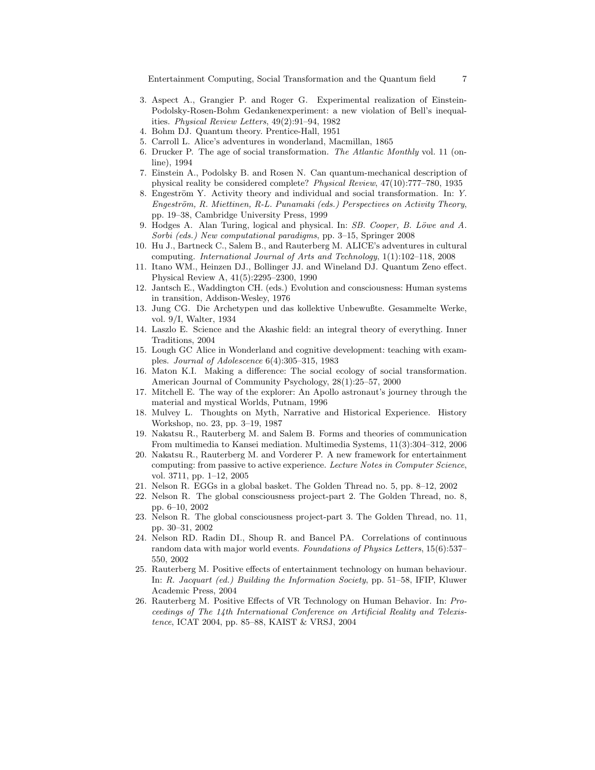3. Aspect A., Grangier P. and Roger G. Experimental realization of Einstein-Podolsky-Rosen-Bohm Gedankenexperiment: a new violation of Bell's inequalities. *Physical Review Letters*, 49(2):91–94, 1982
4. Bohm DJ. Quantum theory. Prentice-Hall, 1951
5. Carroll L. Alice's adventures in wonderland, Macmillan, 1865
6. Drucker P. The age of social transformation. *The Atlantic Monthly* vol. 11 (online), 1994
7. Einstein A., Podolsky B. and Rosen N. Can quantum-mechanical description of physical reality be considered complete? *Physical Review*, 47(10):777–780, 1935
8. Engeström Y. Activity theory and individual and social transformation. In: *Y. Engeström, R. Miettinen, R-L. Punamaki (eds.) Perspectives on Activity Theory*, pp. 19–38, Cambridge University Press, 1999
9. Hodges A. Alan Turing, logical and physical. In: *SB. Cooper, B. Löwe and A. Sorbi (eds.) New computational paradigms*, pp. 3–15, Springer 2008
10. Hu J., Bartneck C., Salem B., and Rauterberg M. ALICE's adventures in cultural computing. *International Journal of Arts and Technology*, 1(1):102–118, 2008
11. Itano WM., Heinzen DJ., Bollinger JJ. and Wineland DJ. Quantum Zeno effect. Physical Review A, 41(5):2295–2300, 1990
12. Jantsch E., Waddington CH. (eds.) Evolution and consciousness: Human systems in transition, Addison-Wesley, 1976
13. Jung CG. Die Archetypen und das kollektive Unbewußte. Gesammelte Werke, vol. 9/I, Walter, 1934
14. Laszlo E. Science and the Akashic field: an integral theory of everything. Inner Traditions, 2004
15. Lough GC Alice in Wonderland and cognitive development: teaching with examples. *Journal of Adolescence* 6(4):305–315, 1983
16. Maton K.I. Making a difference: The social ecology of social transformation. American Journal of Community Psychology, 28(1):25–57, 2000
17. Mitchell E. The way of the explorer: An Apollo astronaut's journey through the material and mystical Worlds, Putnam, 1996
18. Mulvey L. Thoughts on Myth, Narrative and Historical Experience. History Workshop, no. 23, pp. 3–19, 1987
19. Nakatsu R., Rauterberg M. and Salem B. Forms and theories of communication From multimedia to Kansei mediation. Multimedia Systems, 11(3):304–312, 2006
20. Nakatsu R., Rauterberg M. and Vorderer P. A new framework for entertainment computing: from passive to active experience. *Lecture Notes in Computer Science*, vol. 3711, pp. 1–12, 2005
21. Nelson R. EGGs in a global basket. The Golden Thread no. 5, pp. 8–12, 2002
22. Nelson R. The global consciousness project-part 2. The Golden Thread, no. 8, pp. 6–10, 2002
23. Nelson R. The global consciousness project-part 3. The Golden Thread, no. 11, pp. 30–31, 2002
24. Nelson RD. Radin DI., Shoup R. and Bancel PA. Correlations of continuous random data with major world events. *Foundations of Physics Letters*, 15(6):537–550, 2002
25. Rauterberg M. Positive effects of entertainment technology on human behaviour. In: *R. Jacquart (ed.) Building the Information Society*, pp. 51–58, IFIP, Kluwer Academic Press, 2004
26. Rauterberg M. Positive Effects of VR Technology on Human Behavior. In: *Proceedings of The 14th International Conference on Artificial Reality and Telexistence*, ICAT 2004, pp. 85–88, KAIST & VRSJ, 2004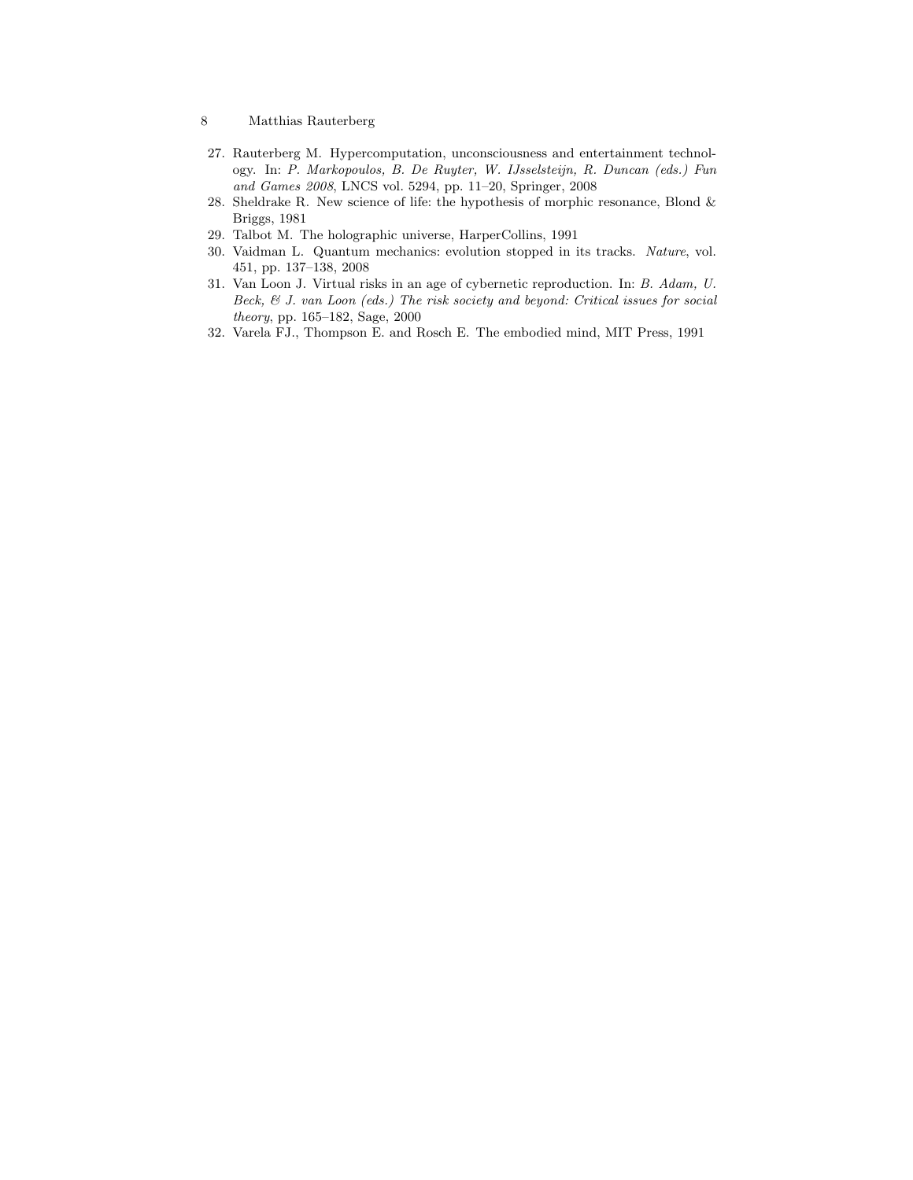27. Rauterberg M. Hypercomputation, unconsciousness and entertainment technology. In: *P. Markopoulos, B. De Ruyter, W. IJsselsteijn, R. Duncan (eds.) Fun and Games 2008*, LNCS vol. 5294, pp. 11–20, Springer, 2008
28. Sheldrake R. New science of life: the hypothesis of morphic resonance, Blond & Briggs, 1981
29. Talbot M. The holographic universe, HarperCollins, 1991
30. Vaidman L. Quantum mechanics: evolution stopped in its tracks. *Nature*, vol. 451, pp. 137–138, 2008
31. Van Loon J. Virtual risks in an age of cybernetic reproduction. In: *B. Adam, U. Beck, & J. van Loon (eds.) The risk society and beyond: Critical issues for social theory*, pp. 165–182, Sage, 2000
32. Varela FJ., Thompson E. and Rosch E. The embodied mind, MIT Press, 1991